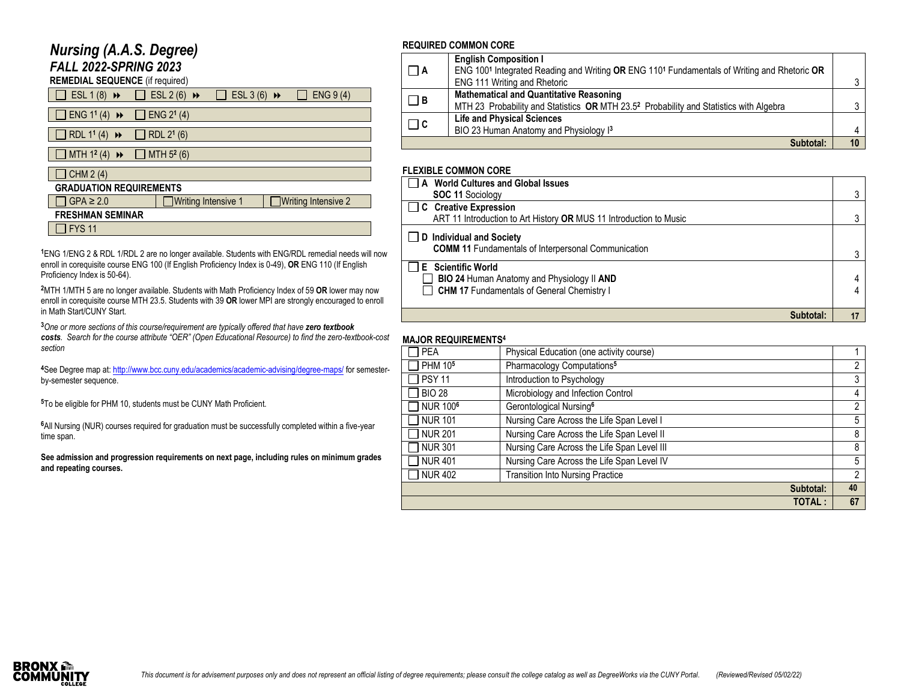# Nursing (A.A.S. Degree)

## FALL 2022-SPRING 2023

**REMEDIAL SEQUENCE** (if required)

| | | | |
|---|---|---|---|
| ESL 1 (8) ⏩ | ESL 2 (6) ⏩ | ESL 3 (6) ⏩ | ENG 9 (4) |
| ENG 1[1] (4) ⏩ | ENG 2[1] (4) | | |
| RDL 1[1] (4) ⏩ | RDL 2[1] (6) | | |
| MTH 1[2] (4) ⏩ | MTH 5[2] (6) | | |
| CHM 2 (4) | | | |

**GRADUATION REQUIREMENTS**

| | | |
|---|---|---|
| GPA ≥ 2.0 | Writing Intensive 1 | Writing Intensive 2 |

**FRESHMAN SEMINAR**

- FYS 11

[1]ENG 1/ENG 2 & RDL 1/RDL 2 are no longer available. Students with ENG/RDL remedial needs will now enroll in corequisite course ENG 100 (If English Proficiency Index is 0-49), **OR** ENG 110 (If English Proficiency Index is 50-64).

[2]MTH 1/MTH 5 are no longer available. Students with Math Proficiency Index of 59 **OR** lower may now enroll in corequisite course MTH 23.5. Students with 39 **OR** lower MPI are strongly encouraged to enroll in Math Start/CUNY Start.

[3]*One or more sections of this course/requirement are typically offered that have **zero textbook costs**. Search for the course attribute "OER" (Open Educational Resource) to find the zero-textbook-cost section*

[4]See Degree map at: http://www.bcc.cuny.edu/academics/academic-advising/degree-maps/ for semester-by-semester sequence.

[5]To be eligible for PHM 10, students must be CUNY Math Proficient.

[6]All Nursing (NUR) courses required for graduation must be successfully completed within a five-year time span.

**See admission and progression requirements on next page, including rules on minimum grades and repeating courses.**

**REQUIRED COMMON CORE**

| | | |
|---|---|---|
| A | **English Composition I**<br>ENG 100[1] Integrated Reading and Writing **OR** ENG 110[1] Fundamentals of Writing and Rhetoric **OR** ENG 111 Writing and Rhetoric | 3 |
| B | **Mathematical and Quantitative Reasoning**<br>MTH 23 Probability and Statistics **OR** MTH 23.5[2] Probability and Statistics with Algebra | 3 |
| C | **Life and Physical Sciences**<br>BIO 23 Human Anatomy and Physiology I[3] | 4 |
| | **Subtotal:** | **10** |

**FLEXIBLE COMMON CORE**

| | |
|---|---|
| **A World Cultures and Global Issues**<br>**SOC 11** Sociology | 3 |
| **C Creative Expression**<br>ART 11 Introduction to Art History **OR** MUS 11 Introduction to Music | 3 |
| **D Individual and Society**<br>**COMM 11** Fundamentals of Interpersonal Communication | 3 |
| **E Scientific World**<br>**BIO 24** Human Anatomy and Physiology II **AND**<br>**CHM 17** Fundamentals of General Chemistry I | 4<br>4 |
| **Subtotal:** | **17** |

**MAJOR REQUIREMENTS[4]**

| | | |
|---|---|---|
| PEA | Physical Education (one activity course) | 1 |
| PHM 10[5] | Pharmacology Computations[5] | 2 |
| PSY 11 | Introduction to Psychology | 3 |
| BIO 28 | Microbiology and Infection Control | 4 |
| NUR 100[6] | Gerontological Nursing[6] | 2 |
| NUR 101 | Nursing Care Across the Life Span Level I | 5 |
| NUR 201 | Nursing Care Across the Life Span Level II | 8 |
| NUR 301 | Nursing Care Across the Life Span Level III | 8 |
| NUR 401 | Nursing Care Across the Life Span Level IV | 5 |
| NUR 402 | Transition Into Nursing Practice | 2 |
| | **Subtotal:** | **40** |
| | **TOTAL :** | **67** |

*This document is for advisement purposes only and does not represent an official listing of degree requirements; please consult the college catalog as well as DegreeWorks via the CUNY Portal. (Reviewed/Revised 05/02/22)*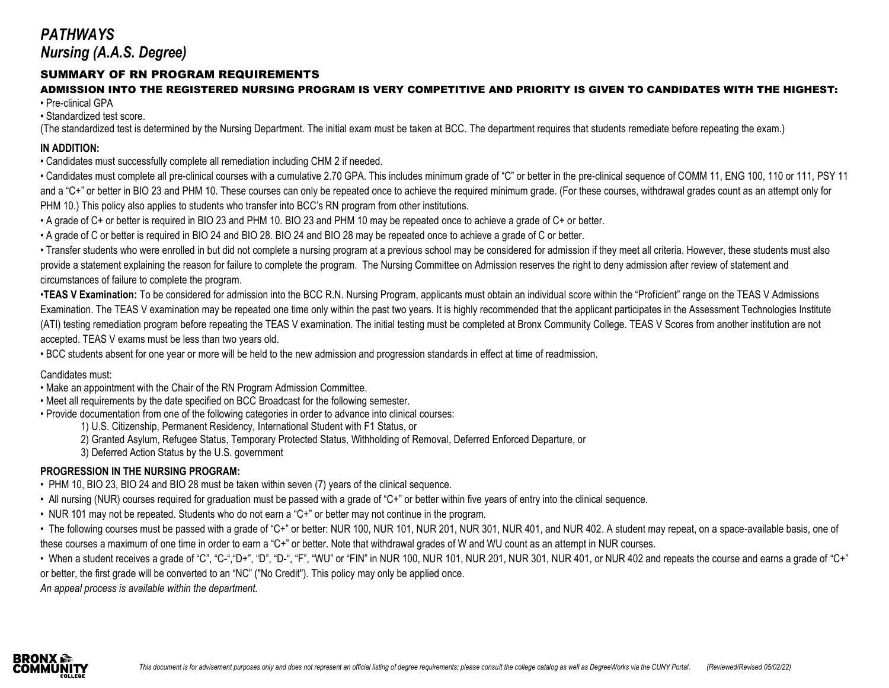# *PATHWAYS*
# *Nursing (A.A.S. Degree)*

## SUMMARY OF RN PROGRAM REQUIREMENTS

### ADMISSION INTO THE REGISTERED NURSING PROGRAM IS VERY COMPETITIVE AND PRIORITY IS GIVEN TO CANDIDATES WITH THE HIGHEST:

- Pre-clinical GPA
- Standardized test score.

(The standardized test is determined by the Nursing Department. The initial exam must be taken at BCC. The department requires that students remediate before repeating the exam.)

**IN ADDITION:**

- Candidates must successfully complete all remediation including CHM 2 if needed.
- Candidates must complete all pre-clinical courses with a cumulative 2.70 GPA. This includes minimum grade of "C" or better in the pre-clinical sequence of COMM 11, ENG 100, 110 or 111, PSY 11 and a "C+" or better in BIO 23 and PHM 10. These courses can only be repeated once to achieve the required minimum grade. (For these courses, withdrawal grades count as an attempt only for PHM 10.) This policy also applies to students who transfer into BCC's RN program from other institutions.
- A grade of C+ or better is required in BIO 23 and PHM 10. BIO 23 and PHM 10 may be repeated once to achieve a grade of C+ or better.
- A grade of C or better is required in BIO 24 and BIO 28. BIO 24 and BIO 28 may be repeated once to achieve a grade of C or better.
- Transfer students who were enrolled in but did not complete a nursing program at a previous school may be considered for admission if they meet all criteria. However, these students must also provide a statement explaining the reason for failure to complete the program. The Nursing Committee on Admission reserves the right to deny admission after review of statement and circumstances of failure to complete the program.
- **TEAS V Examination:** To be considered for admission into the BCC R.N. Nursing Program, applicants must obtain an individual score within the "Proficient" range on the TEAS V Admissions Examination. The TEAS V examination may be repeated one time only within the past two years. It is highly recommended that the applicant participates in the Assessment Technologies Institute (ATI) testing remediation program before repeating the TEAS V examination. The initial testing must be completed at Bronx Community College. TEAS V Scores from another institution are not accepted. TEAS V exams must be less than two years old.
- BCC students absent for one year or more will be held to the new admission and progression standards in effect at time of readmission.

Candidates must:

- Make an appointment with the Chair of the RN Program Admission Committee.
- Meet all requirements by the date specified on BCC Broadcast for the following semester.
- Provide documentation from one of the following categories in order to advance into clinical courses:
  1) U.S. Citizenship, Permanent Residency, International Student with F1 Status, or
  2) Granted Asylum, Refugee Status, Temporary Protected Status, Withholding of Removal, Deferred Enforced Departure, or
  3) Deferred Action Status by the U.S. government

**PROGRESSION IN THE NURSING PROGRAM:**

- PHM 10, BIO 23, BIO 24 and BIO 28 must be taken within seven (7) years of the clinical sequence.
- All nursing (NUR) courses required for graduation must be passed with a grade of "C+" or better within five years of entry into the clinical sequence.
- NUR 101 may not be repeated. Students who do not earn a "C+" or better may not continue in the program.
- The following courses must be passed with a grade of "C+" or better: NUR 100, NUR 101, NUR 201, NUR 301, NUR 401, and NUR 402. A student may repeat, on a space-available basis, one of these courses a maximum of one time in order to earn a "C+" or better. Note that withdrawal grades of W and WU count as an attempt in NUR courses.
- When a student receives a grade of "C", "C-","D+", "D", "D-", "F", "WU" or "FIN" in NUR 100, NUR 101, NUR 201, NUR 301, NUR 401, or NUR 402 and repeats the course and earns a grade of "C+" or better, the first grade will be converted to an "NC" ("No Credit"). This policy may only be applied once.

*An appeal process is available within the department.*

*This document is for advisement purposes only and does not represent an official listing of degree requirements; please consult the college catalog as well as DegreeWorks via the CUNY Portal. (Reviewed/Revised 05/02/22)*